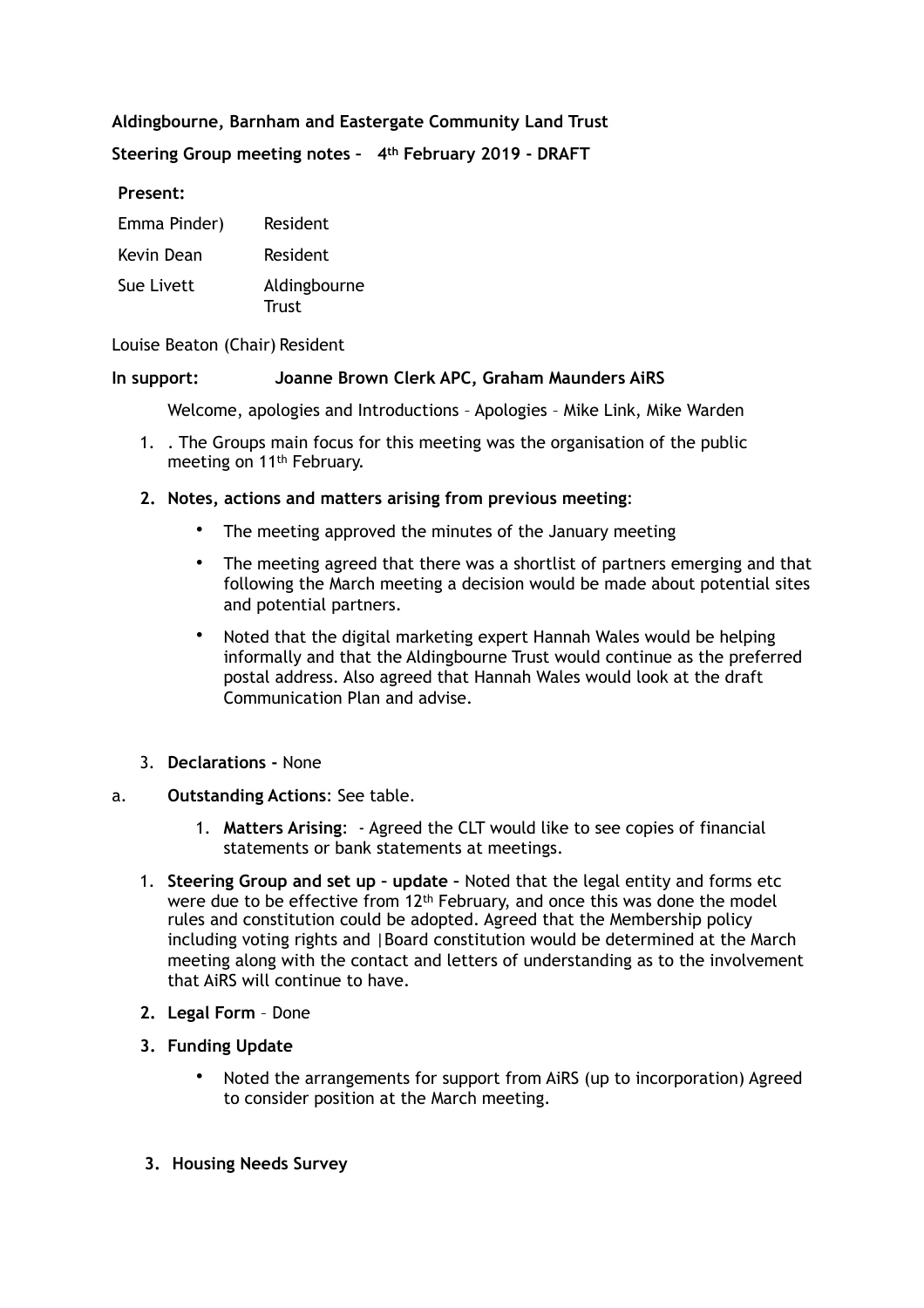**Aldingbourne, Barnham and Eastergate Community Land Trust**

**Steering Group meeting notes – 4th February 2019 - DRAFT**

**Present:**

| | |
|---|---|
| Emma Pinder) | Resident |
| Kevin Dean | Resident |
| Sue Livett | Aldingbourne Trust |

Louise Beaton (Chair) Resident

**In support:** **Joanne Brown Clerk APC, Graham Maunders AiRS**

Welcome, apologies and Introductions – Apologies – Mike Link, Mike Warden

1. . The Groups main focus for this meeting was the organisation of the public meeting on 11th February.

2. **Notes, actions and matters arising from previous meeting**:

   - The meeting approved the minutes of the January meeting
   - The meeting agreed that there was a shortlist of partners emerging and that following the March meeting a decision would be made about potential sites and potential partners.
   - Noted that the digital marketing expert Hannah Wales would be helping informally and that the Aldingbourne Trust would continue as the preferred postal address. Also agreed that Hannah Wales would look at the draft Communication Plan and advise.

3. **Declarations -** None

a. **Outstanding Actions**: See table.

   1. **Matters Arising**: - Agreed the CLT would like to see copies of financial statements or bank statements at meetings.

1. **Steering Group and set up – update –** Noted that the legal entity and forms etc were due to be effective from 12th February, and once this was done the model rules and constitution could be adopted. Agreed that the Membership policy including voting rights and |Board constitution would be determined at the March meeting along with the contact and letters of understanding as to the involvement that AiRS will continue to have.

2. **Legal Form** – Done

3. **Funding Update**

   - Noted the arrangements for support from AiRS (up to incorporation) Agreed to consider position at the March meeting.

3. **Housing Needs Survey**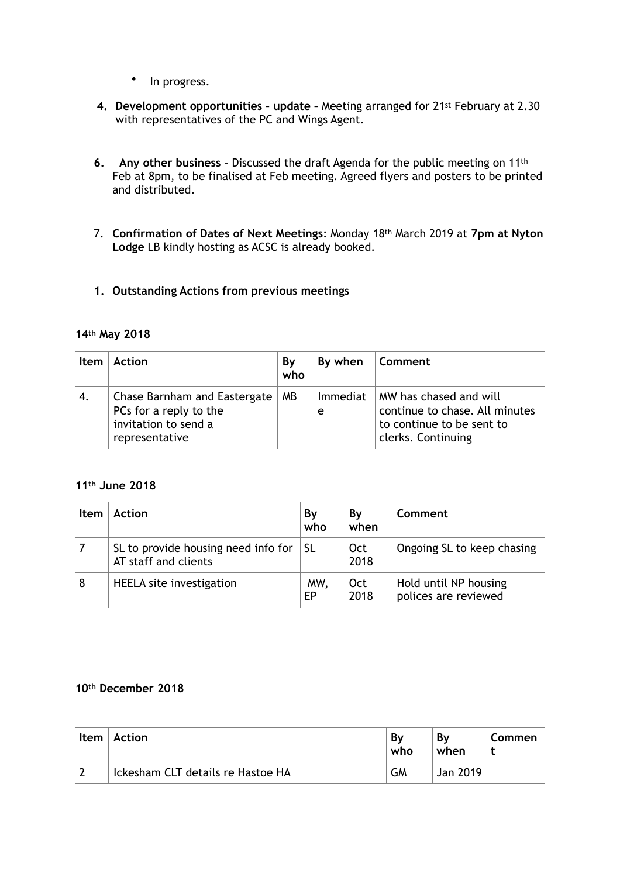- In progress.

4. **Development opportunities – update –** Meeting arranged for 21st February at 2.30 with representatives of the PC and Wings Agent.

6. **Any other business** – Discussed the draft Agenda for the public meeting on 11th Feb at 8pm, to be finalised at Feb meeting. Agreed flyers and posters to be printed and distributed.

7. **Confirmation of Dates of Next Meetings**: Monday 18th March 2019 at **7pm at Nyton Lodge** LB kindly hosting as ACSC is already booked.

1. **Outstanding Actions from previous meetings**

**14th May 2018**

| Item | Action | By who | By when | Comment |
|---|---|---|---|---|
| 4. | Chase Barnham and Eastergate PCs for a reply to the invitation to send a representative | MB | Immediate | MW has chased and will continue to chase. All minutes to continue to be sent to clerks. Continuing |

**11th June 2018**

| Item | Action | By who | By when | Comment |
|---|---|---|---|---|
| 7 | SL to provide housing need info for AT staff and clients | SL | Oct 2018 | Ongoing SL to keep chasing |
| 8 | HEELA site investigation | MW, EP | Oct 2018 | Hold until NP housing polices are reviewed |

**10th December 2018**

| Item | Action | By who | By when | Comment |
|---|---|---|---|---|
| 2 | Ickesham CLT details re Hastoe HA | GM | Jan 2019 | |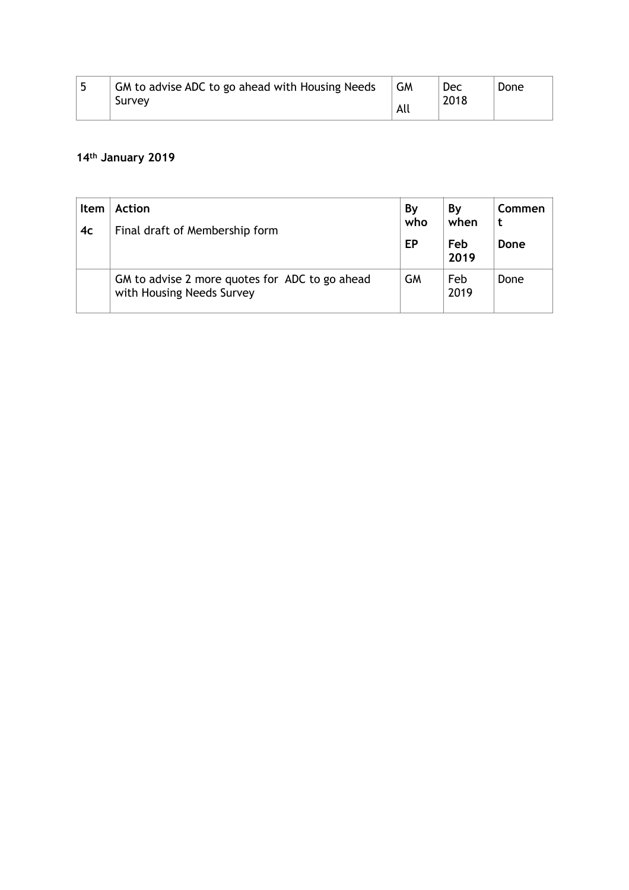| | | | | |
|---|---|---|---|---|
| 5 | GM to advise ADC to go ahead with Housing Needs Survey | GM<br>All | Dec 2018 | Done |

**14th January 2019**

| Item | Action | By who | By when | Comment |
|---|---|---|---|---|
| 4c | Final draft of Membership form | EP | Feb 2019 | Done |
| | GM to advise 2 more quotes for ADC to go ahead with Housing Needs Survey | GM | Feb 2019 | Done |